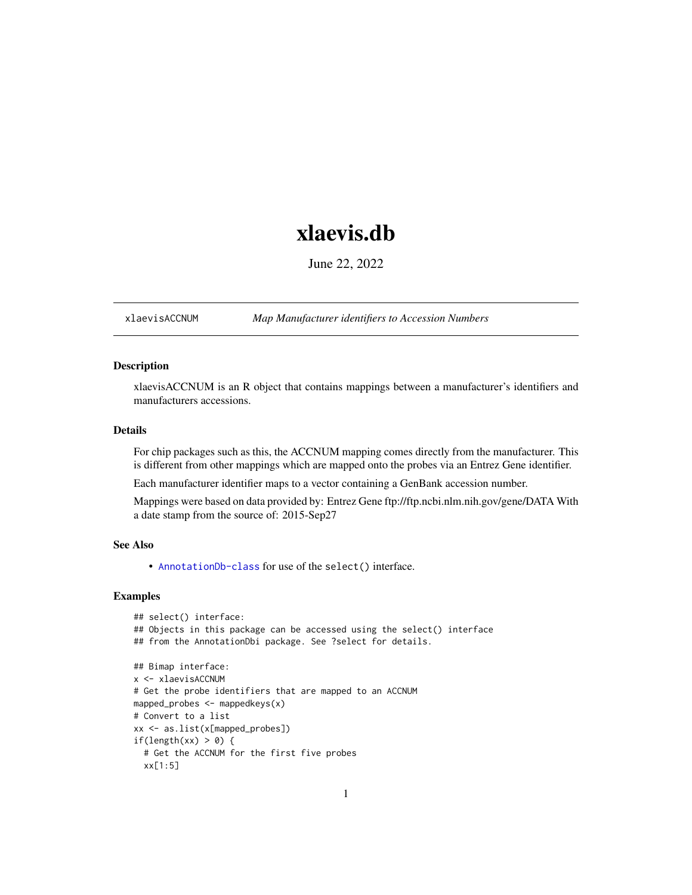# xlaevis.db

June 22, 2022

---

xlaevisACCNUM *Map Manufacturer identifiers to Accession Numbers*

---

### Description

xlaevisACCNUM is an R object that contains mappings between a manufacturer's identifiers and manufacturers accessions.

### Details

For chip packages such as this, the ACCNUM mapping comes directly from the manufacturer. This is different from other mappings which are mapped onto the probes via an Entrez Gene identifier.

Each manufacturer identifier maps to a vector containing a GenBank accession number.

Mappings were based on data provided by: Entrez Gene ftp://ftp.ncbi.nlm.nih.gov/gene/DATA With a date stamp from the source of: 2015-Sep27

### See Also

- `AnnotationDb-class` for use of the `select()` interface.

### Examples

```
## select() interface:
## Objects in this package can be accessed using the select() interface
## from the AnnotationDbi package. See ?select for details.

## Bimap interface:
x <- xlaevisACCNUM
# Get the probe identifiers that are mapped to an ACCNUM
mapped_probes <- mappedkeys(x)
# Convert to a list
xx <- as.list(x[mapped_probes])
if(length(xx) > 0) {
  # Get the ACCNUM for the first five probes
  xx[1:5]
```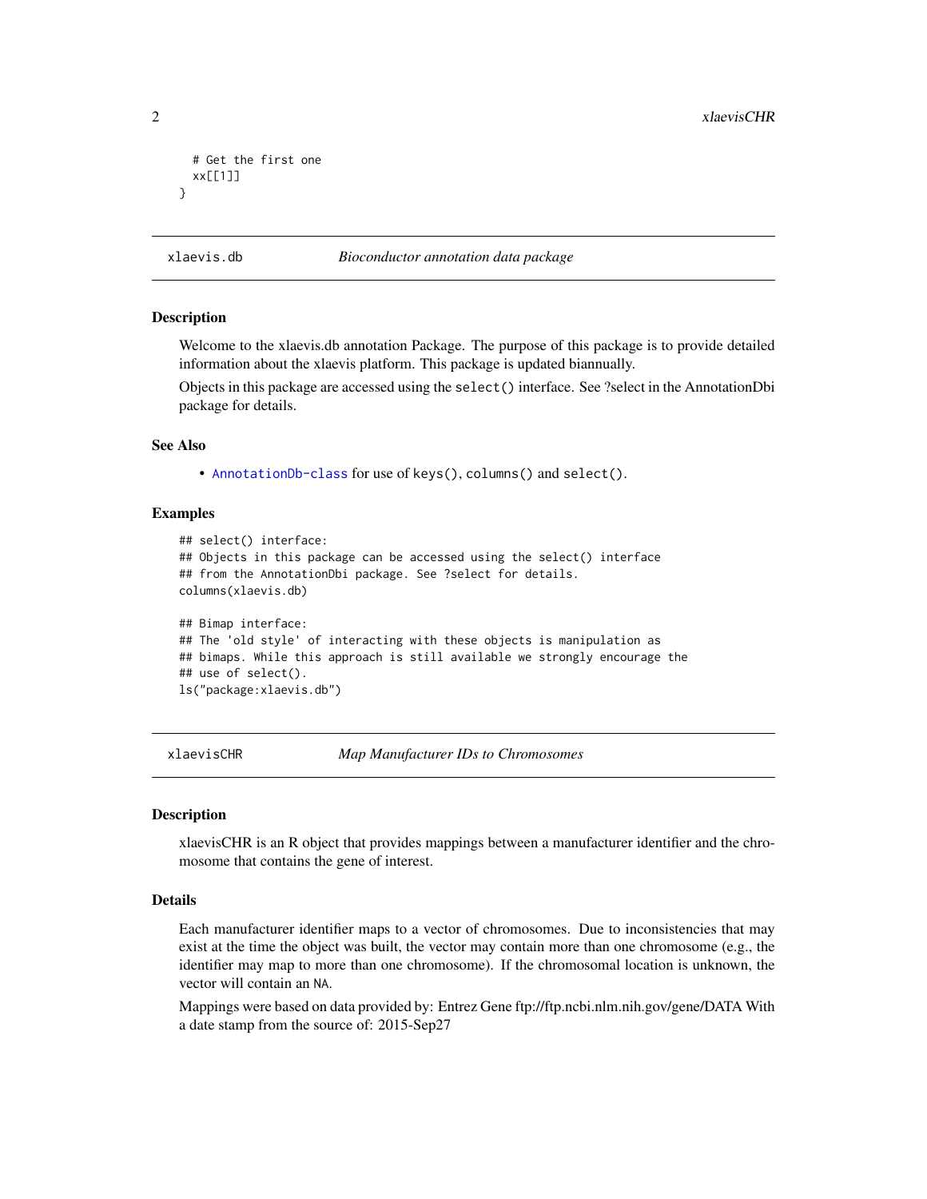```
  # Get the first one
  xx[[1]]
}
```

## xlaevis.db *Bioconductor annotation data package*

### Description

Welcome to the xlaevis.db annotation Package. The purpose of this package is to provide detailed information about the xlaevis platform. This package is updated biannually.

Objects in this package are accessed using the `select()` interface. See ?select in the AnnotationDbi package for details.

### See Also

- `AnnotationDb-class` for use of `keys()`, `columns()` and `select()`.

### Examples

```
## select() interface:
## Objects in this package can be accessed using the select() interface
## from the AnnotationDbi package. See ?select for details.
columns(xlaevis.db)

## Bimap interface:
## The 'old style' of interacting with these objects is manipulation as
## bimaps. While this approach is still available we strongly encourage the
## use of select().
ls("package:xlaevis.db")
```

## xlaevisCHR *Map Manufacturer IDs to Chromosomes*

### Description

xlaevisCHR is an R object that provides mappings between a manufacturer identifier and the chromosome that contains the gene of interest.

### Details

Each manufacturer identifier maps to a vector of chromosomes. Due to inconsistencies that may exist at the time the object was built, the vector may contain more than one chromosome (e.g., the identifier may map to more than one chromosome). If the chromosomal location is unknown, the vector will contain an `NA`.

Mappings were based on data provided by: Entrez Gene ftp://ftp.ncbi.nlm.nih.gov/gene/DATA With a date stamp from the source of: 2015-Sep27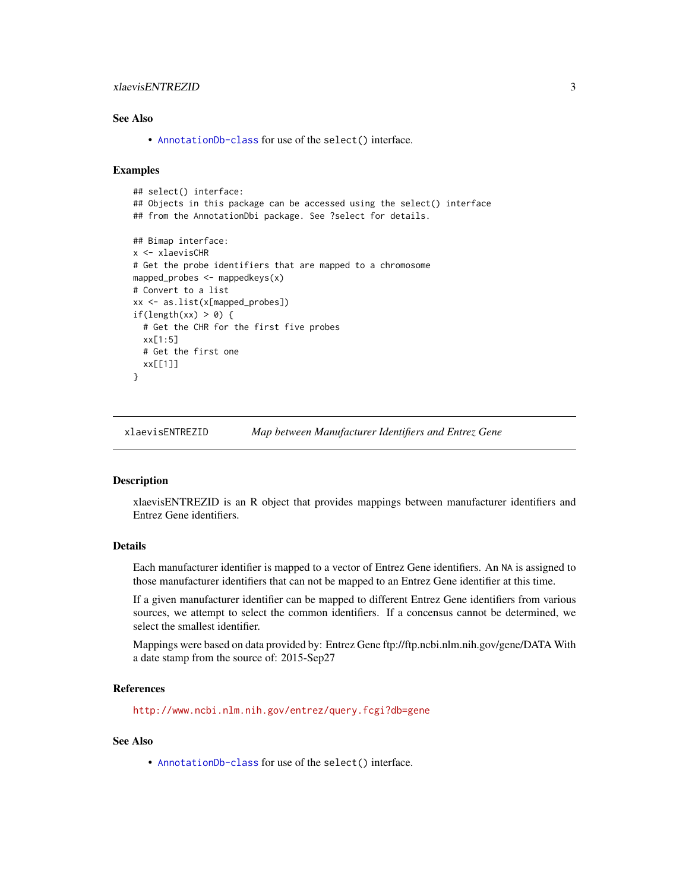## See Also

- AnnotationDb-class for use of the select() interface.

## Examples

```
## select() interface:
## Objects in this package can be accessed using the select() interface
## from the AnnotationDbi package. See ?select for details.

## Bimap interface:
x <- xlaevisCHR
# Get the probe identifiers that are mapped to a chromosome
mapped_probes <- mappedkeys(x)
# Convert to a list
xx <- as.list(x[mapped_probes])
if(length(xx) > 0) {
  # Get the CHR for the first five probes
  xx[1:5]
  # Get the first one
  xx[[1]]
}
```

---

# xlaevisENTREZID *Map between Manufacturer Identifiers and Entrez Gene*

---

## Description

xlaevisENTREZID is an R object that provides mappings between manufacturer identifiers and Entrez Gene identifiers.

## Details

Each manufacturer identifier is mapped to a vector of Entrez Gene identifiers. An NA is assigned to those manufacturer identifiers that can not be mapped to an Entrez Gene identifier at this time.

If a given manufacturer identifier can be mapped to different Entrez Gene identifiers from various sources, we attempt to select the common identifiers. If a concensus cannot be determined, we select the smallest identifier.

Mappings were based on data provided by: Entrez Gene ftp://ftp.ncbi.nlm.nih.gov/gene/DATA With a date stamp from the source of: 2015-Sep27

## References

http://www.ncbi.nlm.nih.gov/entrez/query.fcgi?db=gene

## See Also

- AnnotationDb-class for use of the select() interface.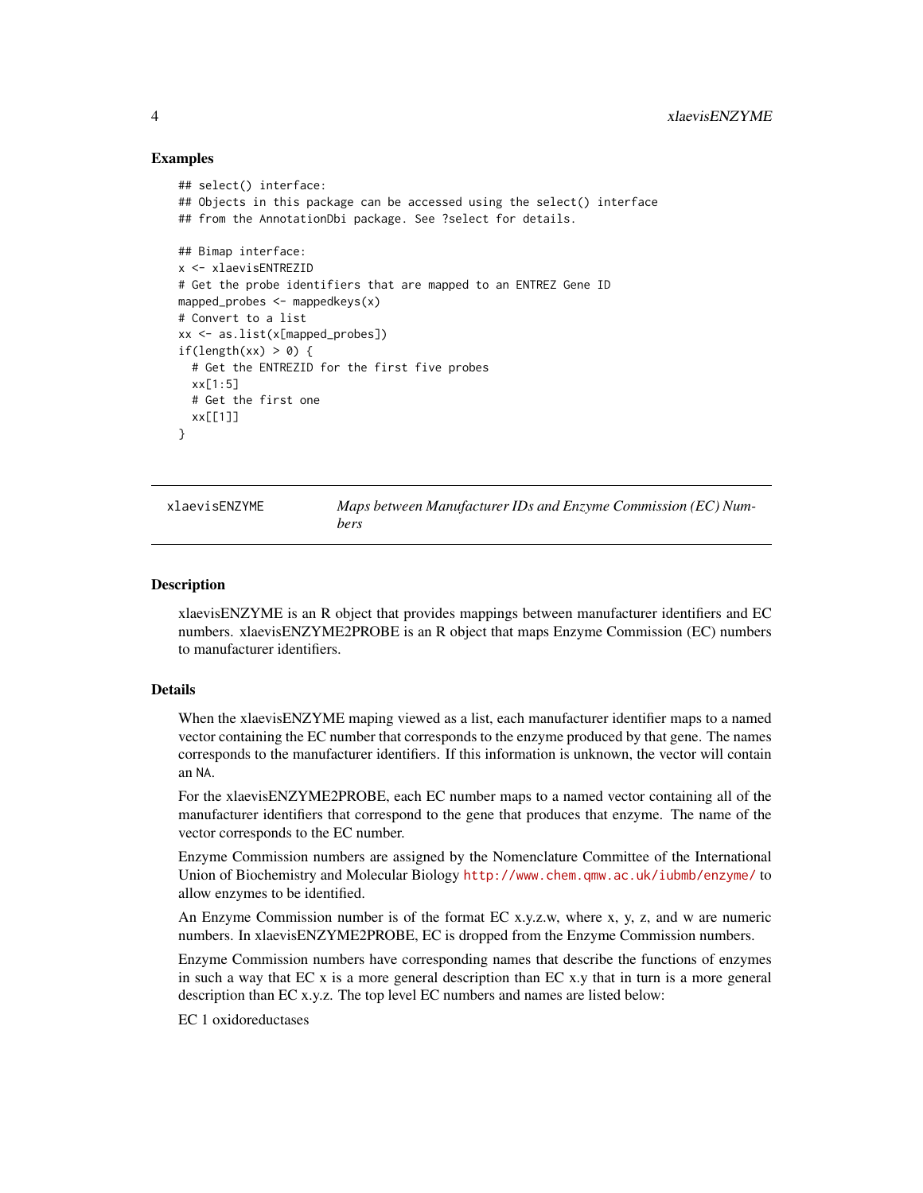## Examples

```
## select() interface:
## Objects in this package can be accessed using the select() interface
## from the AnnotationDbi package. See ?select for details.

## Bimap interface:
x <- xlaevisENTREZID
# Get the probe identifiers that are mapped to an ENTREZ Gene ID
mapped_probes <- mappedkeys(x)
# Convert to a list
xx <- as.list(x[mapped_probes])
if(length(xx) > 0) {
  # Get the ENTREZID for the first five probes
  xx[1:5]
  # Get the first one
  xx[[1]]
}
```

---

xlaevisENZYME    *Maps between Manufacturer IDs and Enzyme Commission (EC) Numbers*

---

## Description

xlaevisENZYME is an R object that provides mappings between manufacturer identifiers and EC numbers. xlaevisENZYME2PROBE is an R object that maps Enzyme Commission (EC) numbers to manufacturer identifiers.

## Details

When the xlaevisENZYME maping viewed as a list, each manufacturer identifier maps to a named vector containing the EC number that corresponds to the enzyme produced by that gene. The names corresponds to the manufacturer identifiers. If this information is unknown, the vector will contain an NA.

For the xlaevisENZYME2PROBE, each EC number maps to a named vector containing all of the manufacturer identifiers that correspond to the gene that produces that enzyme. The name of the vector corresponds to the EC number.

Enzyme Commission numbers are assigned by the Nomenclature Committee of the International Union of Biochemistry and Molecular Biology http://www.chem.qmw.ac.uk/iubmb/enzyme/ to allow enzymes to be identified.

An Enzyme Commission number is of the format EC x.y.z.w, where x, y, z, and w are numeric numbers. In xlaevisENZYME2PROBE, EC is dropped from the Enzyme Commission numbers.

Enzyme Commission numbers have corresponding names that describe the functions of enzymes in such a way that EC x is a more general description than EC x.y that in turn is a more general description than EC x.y.z. The top level EC numbers and names are listed below:

EC 1 oxidoreductases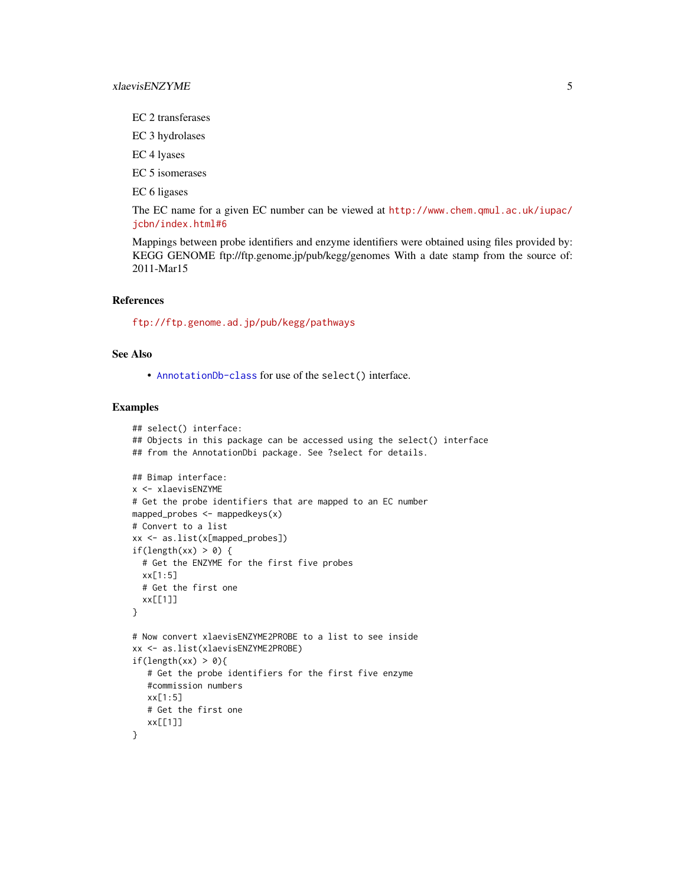EC 2 transferases

EC 3 hydrolases

EC 4 lyases

EC 5 isomerases

EC 6 ligases

The EC name for a given EC number can be viewed at http://www.chem.qmul.ac.uk/iupac/jcbn/index.html#6

Mappings between probe identifiers and enzyme identifiers were obtained using files provided by: KEGG GENOME ftp://ftp.genome.jp/pub/kegg/genomes With a date stamp from the source of: 2011-Mar15

## References

ftp://ftp.genome.ad.jp/pub/kegg/pathways

## See Also

- AnnotationDb-class for use of the `select()` interface.

## Examples

```
## select() interface:
## Objects in this package can be accessed using the select() interface
## from the AnnotationDbi package. See ?select for details.

## Bimap interface:
x <- xlaevisENZYME
# Get the probe identifiers that are mapped to an EC number
mapped_probes <- mappedkeys(x)
# Convert to a list
xx <- as.list(x[mapped_probes])
if(length(xx) > 0) {
  # Get the ENZYME for the first five probes
  xx[1:5]
  # Get the first one
  xx[[1]]
}

# Now convert xlaevisENZYME2PROBE to a list to see inside
xx <- as.list(xlaevisENZYME2PROBE)
if(length(xx) > 0){
   # Get the probe identifiers for the first five enzyme
   #commission numbers
   xx[1:5]
   # Get the first one
   xx[[1]]
}
```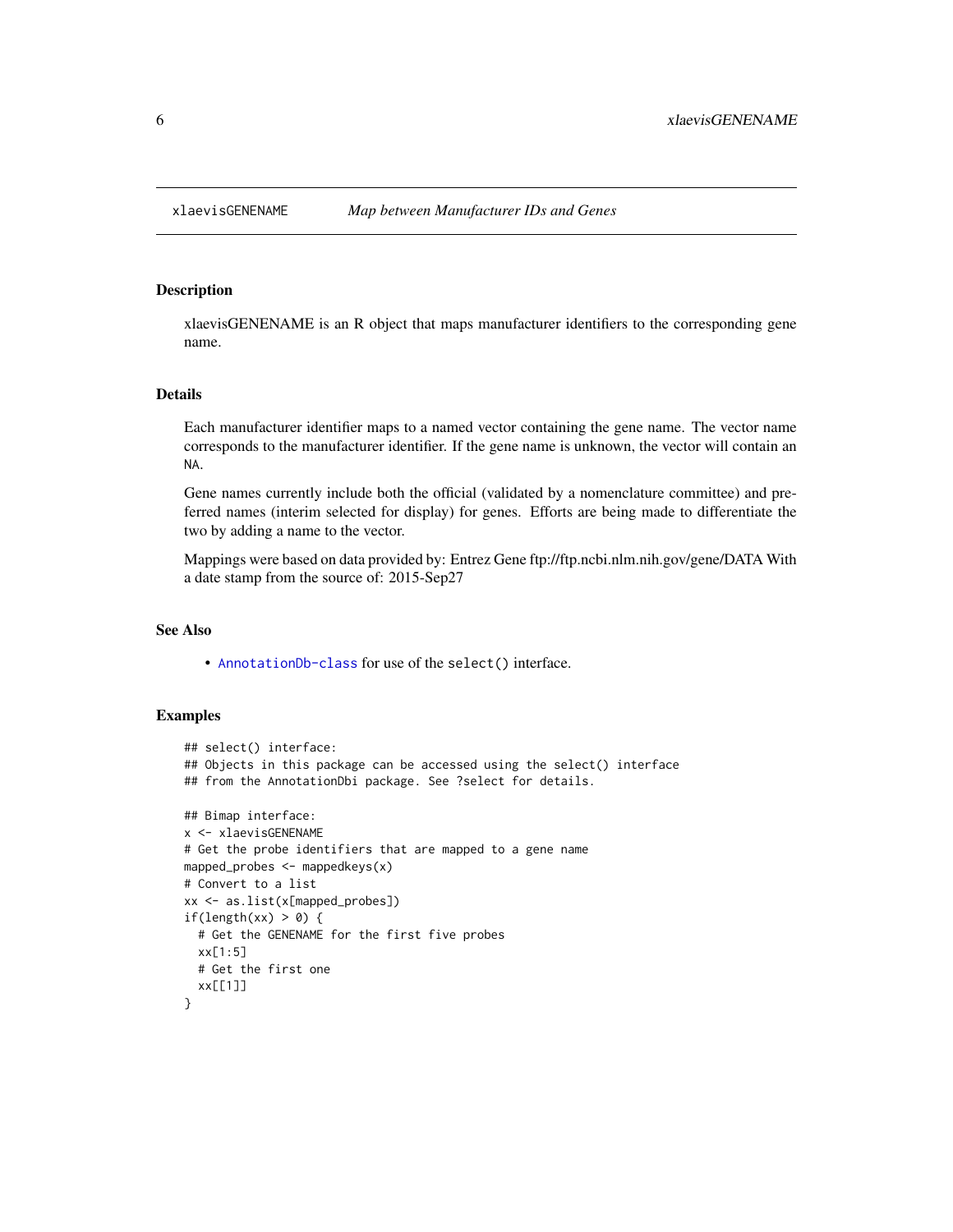xlaevisGENENAME    *Map between Manufacturer IDs and Genes*

## Description

xlaevisGENENAME is an R object that maps manufacturer identifiers to the corresponding gene name.

## Details

Each manufacturer identifier maps to a named vector containing the gene name. The vector name corresponds to the manufacturer identifier. If the gene name is unknown, the vector will contain an `NA`.

Gene names currently include both the official (validated by a nomenclature committee) and preferred names (interim selected for display) for genes. Efforts are being made to differentiate the two by adding a name to the vector.

Mappings were based on data provided by: Entrez Gene ftp://ftp.ncbi.nlm.nih.gov/gene/DATA With a date stamp from the source of: 2015-Sep27

## See Also

- `AnnotationDb-class` for use of the `select()` interface.

## Examples

```
## select() interface:
## Objects in this package can be accessed using the select() interface
## from the AnnotationDbi package. See ?select for details.

## Bimap interface:
x <- xlaevisGENENAME
# Get the probe identifiers that are mapped to a gene name
mapped_probes <- mappedkeys(x)
# Convert to a list
xx <- as.list(x[mapped_probes])
if(length(xx) > 0) {
  # Get the GENENAME for the first five probes
  xx[1:5]
  # Get the first one
  xx[[1]]
}
```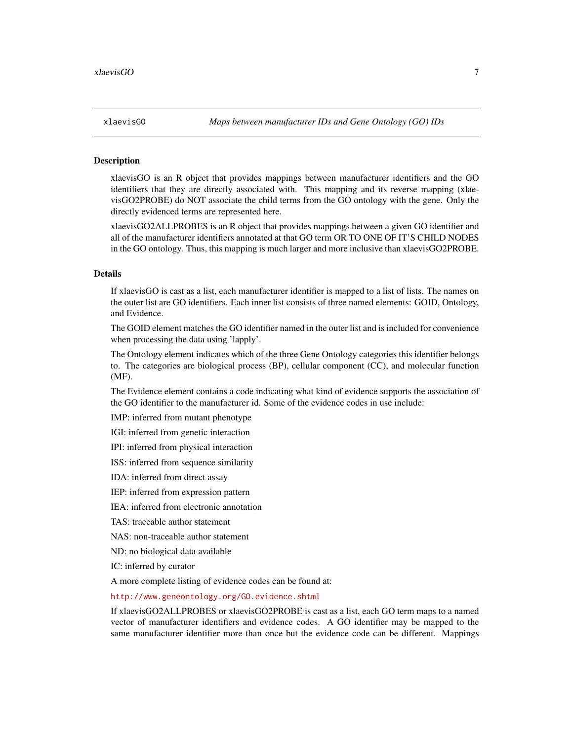## xlaevisGO *Maps between manufacturer IDs and Gene Ontology (GO) IDs*

### Description

xlaevisGO is an R object that provides mappings between manufacturer identifiers and the GO identifiers that they are directly associated with. This mapping and its reverse mapping (xlaevisGO2PROBE) do NOT associate the child terms from the GO ontology with the gene. Only the directly evidenced terms are represented here.

xlaevisGO2ALLPROBES is an R object that provides mappings between a given GO identifier and all of the manufacturer identifiers annotated at that GO term OR TO ONE OF IT'S CHILD NODES in the GO ontology. Thus, this mapping is much larger and more inclusive than xlaevisGO2PROBE.

### Details

If xlaevisGO is cast as a list, each manufacturer identifier is mapped to a list of lists. The names on the outer list are GO identifiers. Each inner list consists of three named elements: GOID, Ontology, and Evidence.

The GOID element matches the GO identifier named in the outer list and is included for convenience when processing the data using 'lapply'.

The Ontology element indicates which of the three Gene Ontology categories this identifier belongs to. The categories are biological process (BP), cellular component (CC), and molecular function (MF).

The Evidence element contains a code indicating what kind of evidence supports the association of the GO identifier to the manufacturer id. Some of the evidence codes in use include:

IMP: inferred from mutant phenotype

IGI: inferred from genetic interaction

IPI: inferred from physical interaction

ISS: inferred from sequence similarity

IDA: inferred from direct assay

IEP: inferred from expression pattern

IEA: inferred from electronic annotation

TAS: traceable author statement

NAS: non-traceable author statement

ND: no biological data available

IC: inferred by curator

A more complete listing of evidence codes can be found at:

http://www.geneontology.org/GO.evidence.shtml

If xlaevisGO2ALLPROBES or xlaevisGO2PROBE is cast as a list, each GO term maps to a named vector of manufacturer identifiers and evidence codes. A GO identifier may be mapped to the same manufacturer identifier more than once but the evidence code can be different. Mappings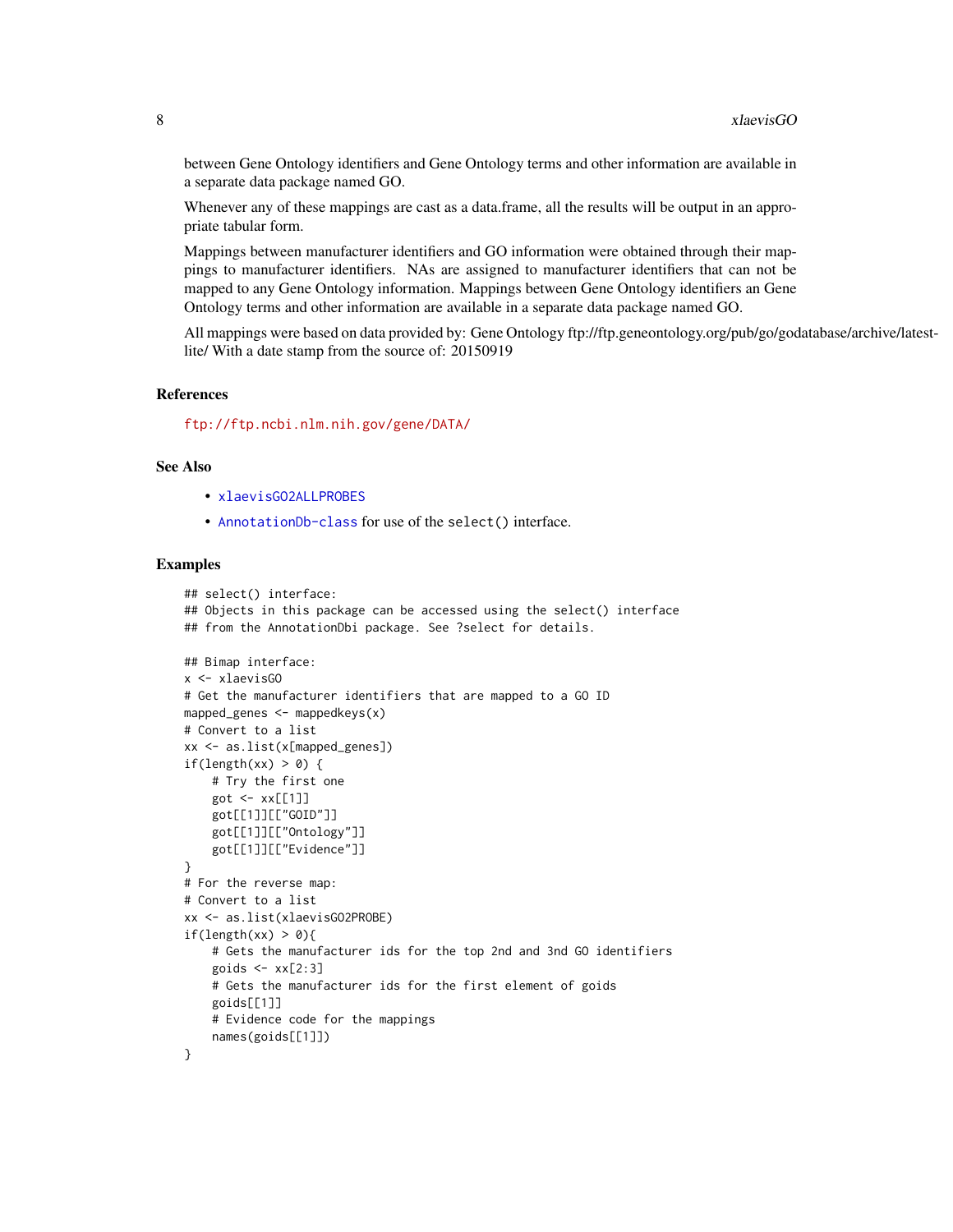between Gene Ontology identifiers and Gene Ontology terms and other information are available in a separate data package named GO.

Whenever any of these mappings are cast as a data.frame, all the results will be output in an appropriate tabular form.

Mappings between manufacturer identifiers and GO information were obtained through their mappings to manufacturer identifiers. NAs are assigned to manufacturer identifiers that can not be mapped to any Gene Ontology information. Mappings between Gene Ontology identifiers an Gene Ontology terms and other information are available in a separate data package named GO.

All mappings were based on data provided by: Gene Ontology ftp://ftp.geneontology.org/pub/go/godatabase/archive/latest-lite/ With a date stamp from the source of: 20150919

## References

ftp://ftp.ncbi.nlm.nih.gov/gene/DATA/

## See Also

- xlaevisGO2ALLPROBES
- AnnotationDb-class for use of the `select()` interface.

## Examples

```
## select() interface:
## Objects in this package can be accessed using the select() interface
## from the AnnotationDbi package. See ?select for details.

## Bimap interface:
x <- xlaevisGO
# Get the manufacturer identifiers that are mapped to a GO ID
mapped_genes <- mappedkeys(x)
# Convert to a list
xx <- as.list(x[mapped_genes])
if(length(xx) > 0) {
    # Try the first one
    got <- xx[[1]]
    got[[1]][["GOID"]]
    got[[1]][["Ontology"]]
    got[[1]][["Evidence"]]
}
# For the reverse map:
# Convert to a list
xx <- as.list(xlaevisGO2PROBE)
if(length(xx) > 0){
    # Gets the manufacturer ids for the top 2nd and 3nd GO identifiers
    goids <- xx[2:3]
    # Gets the manufacturer ids for the first element of goids
    goids[[1]]
    # Evidence code for the mappings
    names(goids[[1]])
}
```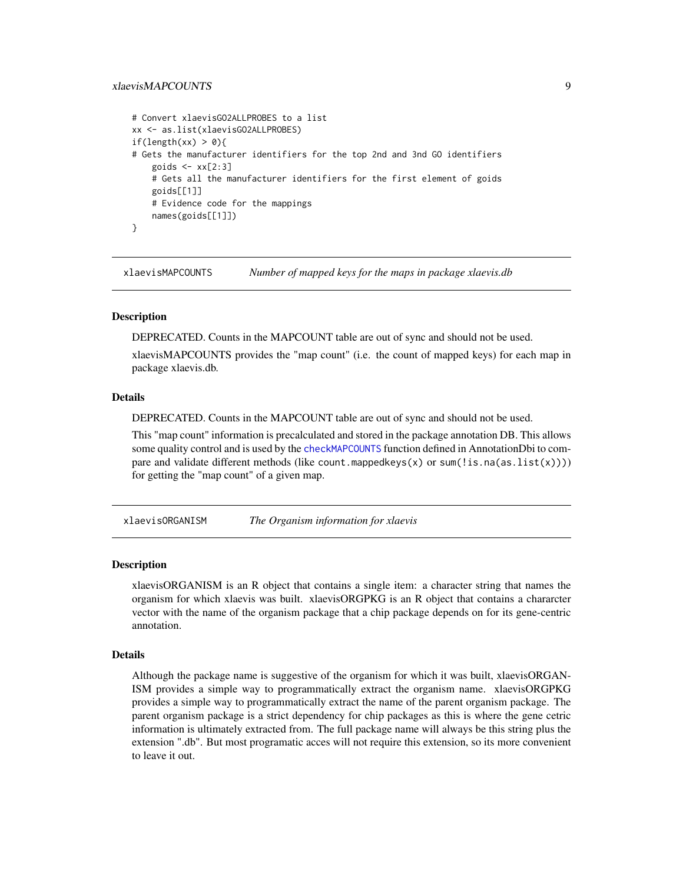```
# Convert xlaevisGO2ALLPROBES to a list
xx <- as.list(xlaevisGO2ALLPROBES)
if(length(xx) > 0){
# Gets the manufacturer identifiers for the top 2nd and 3nd GO identifiers
    goids <- xx[2:3]
    # Gets all the manufacturer identifiers for the first element of goids
    goids[[1]]
    # Evidence code for the mappings
    names(goids[[1]])
}
```

## xlaevisMAPCOUNTS — *Number of mapped keys for the maps in package xlaevis.db*

### Description

DEPRECATED. Counts in the MAPCOUNT table are out of sync and should not be used.

xlaevisMAPCOUNTS provides the "map count" (i.e. the count of mapped keys) for each map in package xlaevis.db.

### Details

DEPRECATED. Counts in the MAPCOUNT table are out of sync and should not be used.

This "map count" information is precalculated and stored in the package annotation DB. This allows some quality control and is used by the `checkMAPCOUNTS` function defined in AnnotationDbi to compare and validate different methods (like `count.mappedkeys(x)` or `sum(!is.na(as.list(x)))`) for getting the "map count" of a given map.

## xlaevisORGANISM — *The Organism information for xlaevis*

### Description

xlaevisORGANISM is an R object that contains a single item: a character string that names the organism for which xlaevis was built. xlaevisORGPKG is an R object that contains a chararcter vector with the name of the organism package that a chip package depends on for its gene-centric annotation.

### Details

Although the package name is suggestive of the organism for which it was built, xlaevisORGANISM provides a simple way to programmatically extract the organism name. xlaevisORGPKG provides a simple way to programmatically extract the name of the parent organism package. The parent organism package is a strict dependency for chip packages as this is where the gene cetric information is ultimately extracted from. The full package name will always be this string plus the extension ".db". But most programatic acces will not require this extension, so its more convenient to leave it out.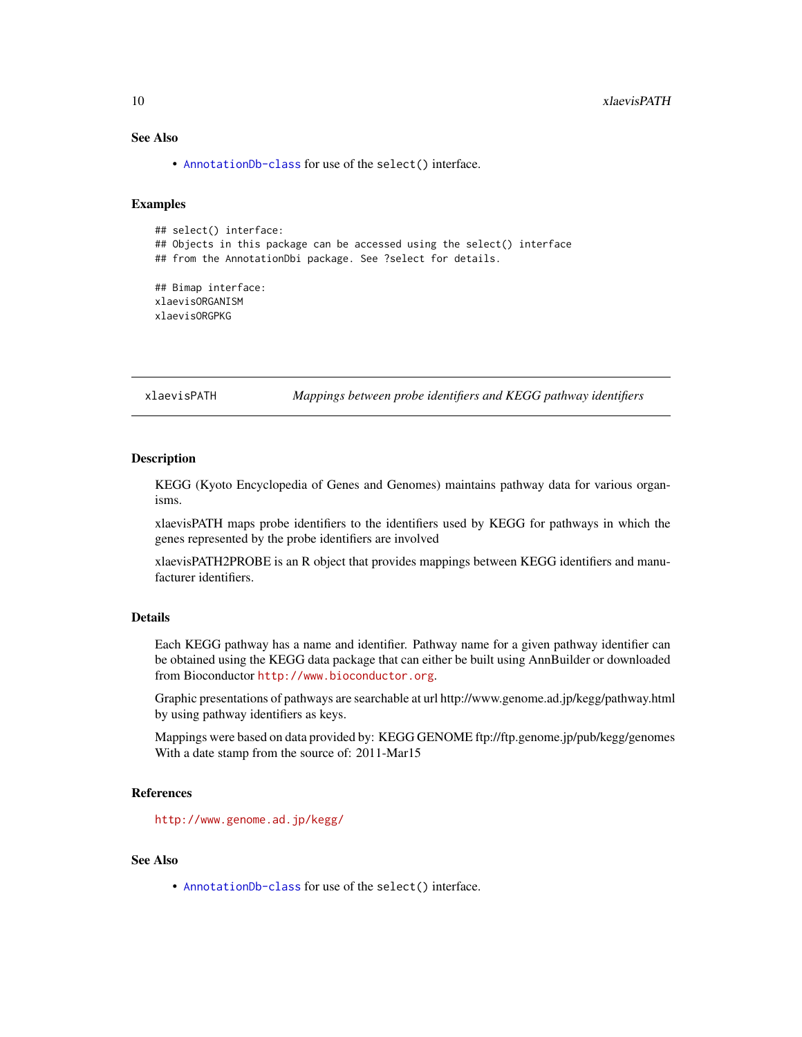## See Also

- AnnotationDb-class for use of the select() interface.

## Examples

```
## select() interface:
## Objects in this package can be accessed using the select() interface
## from the AnnotationDbi package. See ?select for details.

## Bimap interface:
xlaevisORGANISM
xlaevisORGPKG
```

---

# xlaevisPATH — *Mappings between probe identifiers and KEGG pathway identifiers*

---

## Description

KEGG (Kyoto Encyclopedia of Genes and Genomes) maintains pathway data for various organisms.

xlaevisPATH maps probe identifiers to the identifiers used by KEGG for pathways in which the genes represented by the probe identifiers are involved

xlaevisPATH2PROBE is an R object that provides mappings between KEGG identifiers and manufacturer identifiers.

## Details

Each KEGG pathway has a name and identifier. Pathway name for a given pathway identifier can be obtained using the KEGG data package that can either be built using AnnBuilder or downloaded from Bioconductor http://www.bioconductor.org.

Graphic presentations of pathways are searchable at url http://www.genome.ad.jp/kegg/pathway.html by using pathway identifiers as keys.

Mappings were based on data provided by: KEGG GENOME ftp://ftp.genome.jp/pub/kegg/genomes With a date stamp from the source of: 2011-Mar15

## References

http://www.genome.ad.jp/kegg/

## See Also

- AnnotationDb-class for use of the select() interface.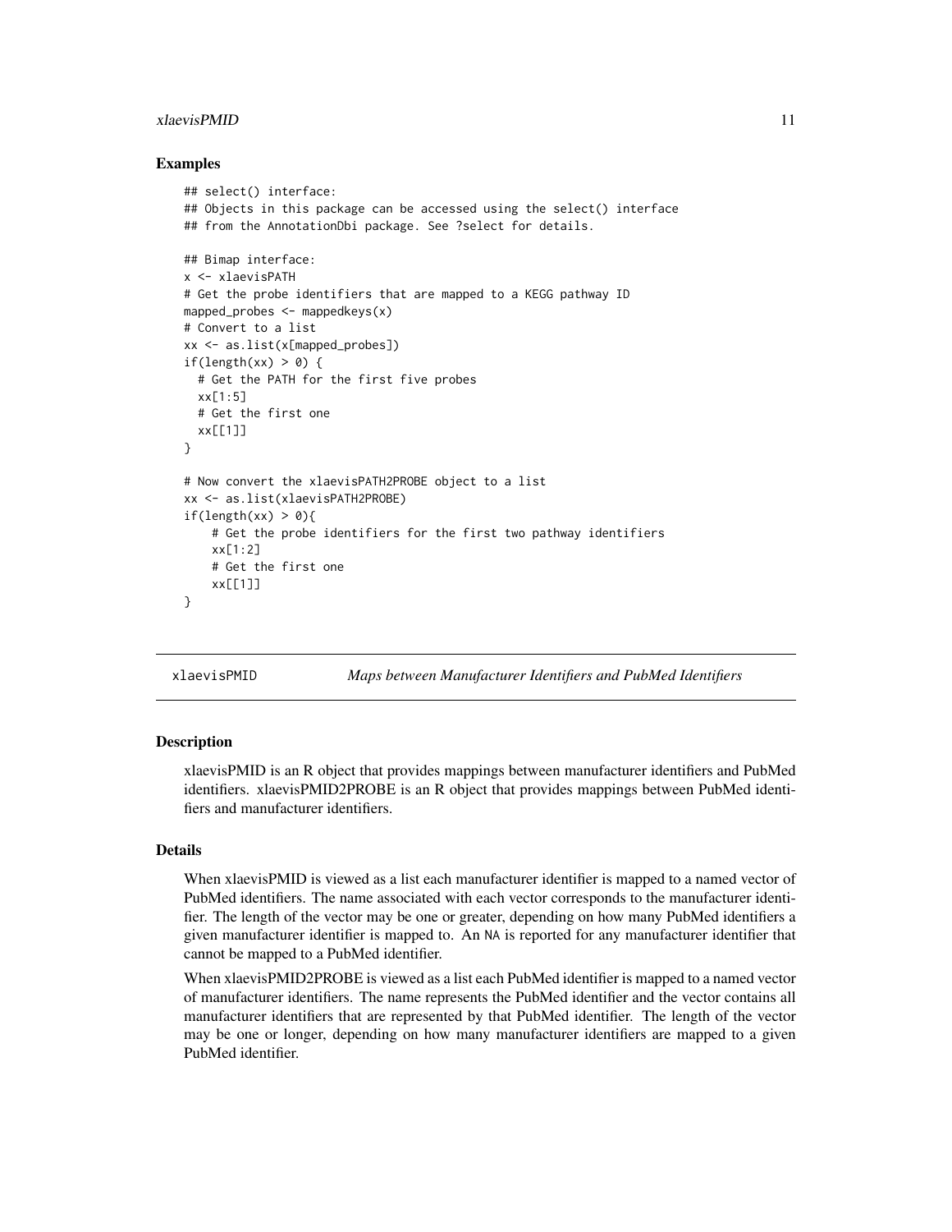### Examples

```
## select() interface:
## Objects in this package can be accessed using the select() interface
## from the AnnotationDbi package. See ?select for details.

## Bimap interface:
x <- xlaevisPATH
# Get the probe identifiers that are mapped to a KEGG pathway ID
mapped_probes <- mappedkeys(x)
# Convert to a list
xx <- as.list(x[mapped_probes])
if(length(xx) > 0) {
  # Get the PATH for the first five probes
  xx[1:5]
  # Get the first one
  xx[[1]]
}

# Now convert the xlaevisPATH2PROBE object to a list
xx <- as.list(xlaevisPATH2PROBE)
if(length(xx) > 0){
    # Get the probe identifiers for the first two pathway identifiers
    xx[1:2]
    # Get the first one
    xx[[1]]
}
```

---

## xlaevisPMID — *Maps between Manufacturer Identifiers and PubMed Identifiers*

---

### Description

xlaevisPMID is an R object that provides mappings between manufacturer identifiers and PubMed identifiers. xlaevisPMID2PROBE is an R object that provides mappings between PubMed identifiers and manufacturer identifiers.

### Details

When xlaevisPMID is viewed as a list each manufacturer identifier is mapped to a named vector of PubMed identifiers. The name associated with each vector corresponds to the manufacturer identifier. The length of the vector may be one or greater, depending on how many PubMed identifiers a given manufacturer identifier is mapped to. An `NA` is reported for any manufacturer identifier that cannot be mapped to a PubMed identifier.

When xlaevisPMID2PROBE is viewed as a list each PubMed identifier is mapped to a named vector of manufacturer identifiers. The name represents the PubMed identifier and the vector contains all manufacturer identifiers that are represented by that PubMed identifier. The length of the vector may be one or longer, depending on how many manufacturer identifiers are mapped to a given PubMed identifier.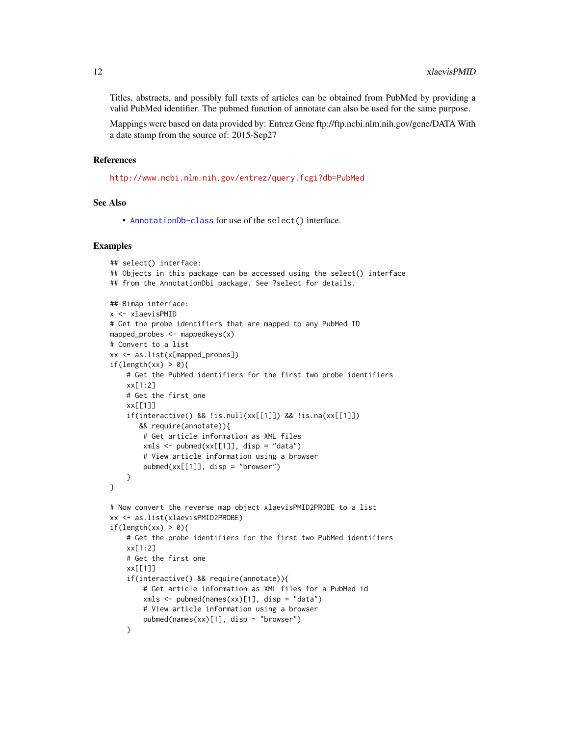Titles, abstracts, and possibly full texts of articles can be obtained from PubMed by providing a valid PubMed identifier. The pubmed function of annotate can also be used for the same purpose.

Mappings were based on data provided by: Entrez Gene ftp://ftp.ncbi.nlm.nih.gov/gene/DATA With a date stamp from the source of: 2015-Sep27

### References

http://www.ncbi.nlm.nih.gov/entrez/query.fcgi?db=PubMed

### See Also

- AnnotationDb-class for use of the `select()` interface.

### Examples

```
## select() interface:
## Objects in this package can be accessed using the select() interface
## from the AnnotationDbi package. See ?select for details.

## Bimap interface:
x <- xlaevisPMID
# Get the probe identifiers that are mapped to any PubMed ID
mapped_probes <- mappedkeys(x)
# Convert to a list
xx <- as.list(x[mapped_probes])
if(length(xx) > 0){
    # Get the PubMed identifiers for the first two probe identifiers
    xx[1:2]
    # Get the first one
    xx[[1]]
    if(interactive() && !is.null(xx[[1]]) && !is.na(xx[[1]])
       && require(annotate)){
        # Get article information as XML files
        xmls <- pubmed(xx[[1]], disp = "data")
        # View article information using a browser
        pubmed(xx[[1]], disp = "browser")
    }
}

# Now convert the reverse map object xlaevisPMID2PROBE to a list
xx <- as.list(xlaevisPMID2PROBE)
if(length(xx) > 0){
    # Get the probe identifiers for the first two PubMed identifiers
    xx[1:2]
    # Get the first one
    xx[[1]]
    if(interactive() && require(annotate)){
        # Get article information as XML files for a PubMed id
        xmls <- pubmed(names(xx)[1], disp = "data")
        # View article information using a browser
        pubmed(names(xx)[1], disp = "browser")
    }
```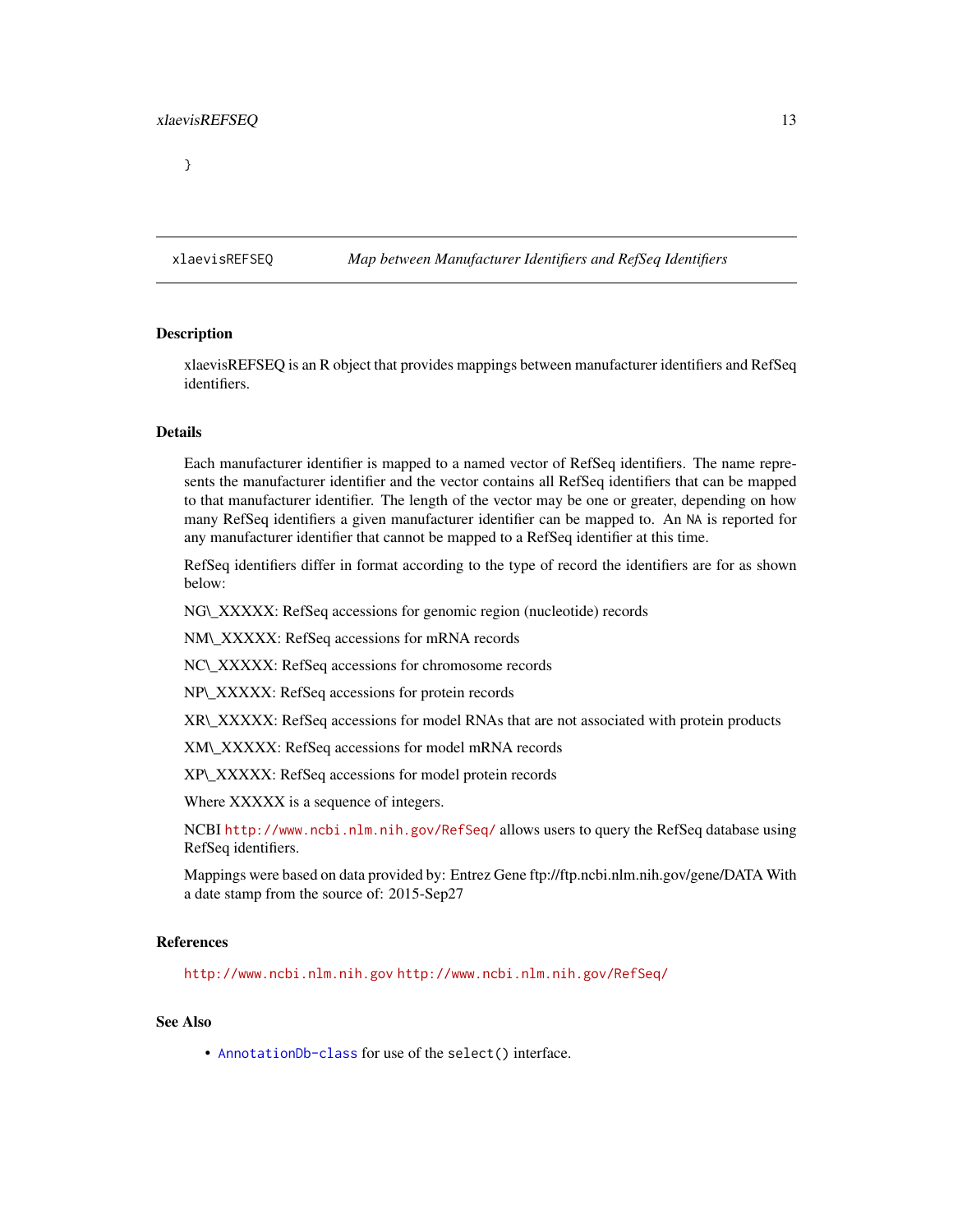```
}
```

## xlaevisREFSEQ — *Map between Manufacturer Identifiers and RefSeq Identifiers*

### Description

xlaevisREFSEQ is an R object that provides mappings between manufacturer identifiers and RefSeq identifiers.

### Details

Each manufacturer identifier is mapped to a named vector of RefSeq identifiers. The name represents the manufacturer identifier and the vector contains all RefSeq identifiers that can be mapped to that manufacturer identifier. The length of the vector may be one or greater, depending on how many RefSeq identifiers a given manufacturer identifier can be mapped to. An `NA` is reported for any manufacturer identifier that cannot be mapped to a RefSeq identifier at this time.

RefSeq identifiers differ in format according to the type of record the identifiers are for as shown below:

NG\_XXXXX: RefSeq accessions for genomic region (nucleotide) records

NM\_XXXXX: RefSeq accessions for mRNA records

NC\_XXXXX: RefSeq accessions for chromosome records

NP\_XXXXX: RefSeq accessions for protein records

XR\_XXXXX: RefSeq accessions for model RNAs that are not associated with protein products

XM\_XXXXX: RefSeq accessions for model mRNA records

XP\_XXXXX: RefSeq accessions for model protein records

Where XXXXX is a sequence of integers.

NCBI http://www.ncbi.nlm.nih.gov/RefSeq/ allows users to query the RefSeq database using RefSeq identifiers.

Mappings were based on data provided by: Entrez Gene ftp://ftp.ncbi.nlm.nih.gov/gene/DATA With a date stamp from the source of: 2015-Sep27

### References

http://www.ncbi.nlm.nih.gov http://www.ncbi.nlm.nih.gov/RefSeq/

### See Also

- `AnnotationDb-class` for use of the `select()` interface.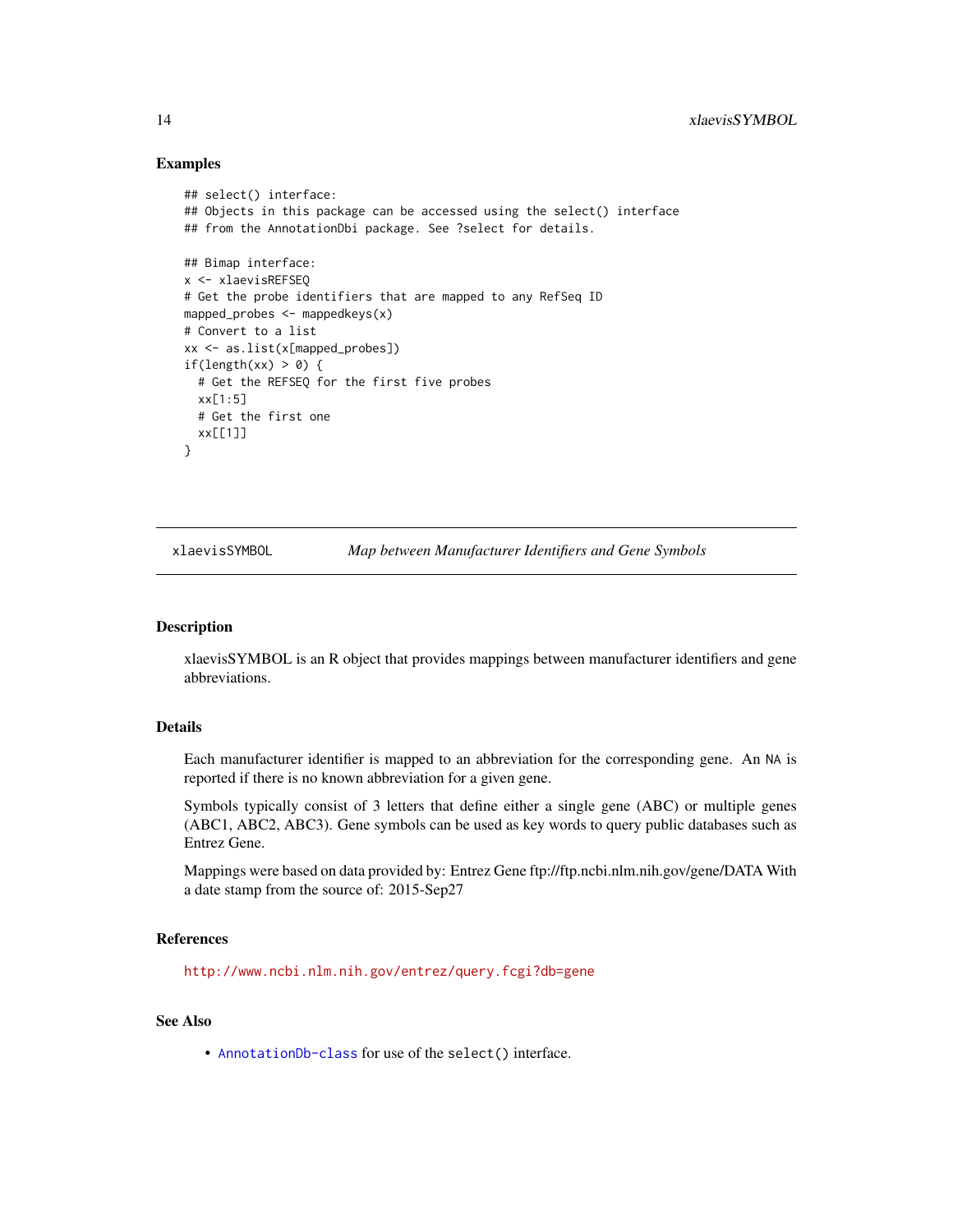## Examples

```
## select() interface:
## Objects in this package can be accessed using the select() interface
## from the AnnotationDbi package. See ?select for details.

## Bimap interface:
x <- xlaevisREFSEQ
# Get the probe identifiers that are mapped to any RefSeq ID
mapped_probes <- mappedkeys(x)
# Convert to a list
xx <- as.list(x[mapped_probes])
if(length(xx) > 0) {
  # Get the REFSEQ for the first five probes
  xx[1:5]
  # Get the first one
  xx[[1]]
}
```

---

# xlaevisSYMBOL *Map between Manufacturer Identifiers and Gene Symbols*

---

## Description

xlaevisSYMBOL is an R object that provides mappings between manufacturer identifiers and gene abbreviations.

## Details

Each manufacturer identifier is mapped to an abbreviation for the corresponding gene. An NA is reported if there is no known abbreviation for a given gene.

Symbols typically consist of 3 letters that define either a single gene (ABC) or multiple genes (ABC1, ABC2, ABC3). Gene symbols can be used as key words to query public databases such as Entrez Gene.

Mappings were based on data provided by: Entrez Gene ftp://ftp.ncbi.nlm.nih.gov/gene/DATA With a date stamp from the source of: 2015-Sep27

## References

http://www.ncbi.nlm.nih.gov/entrez/query.fcgi?db=gene

## See Also

- AnnotationDb-class for use of the `select()` interface.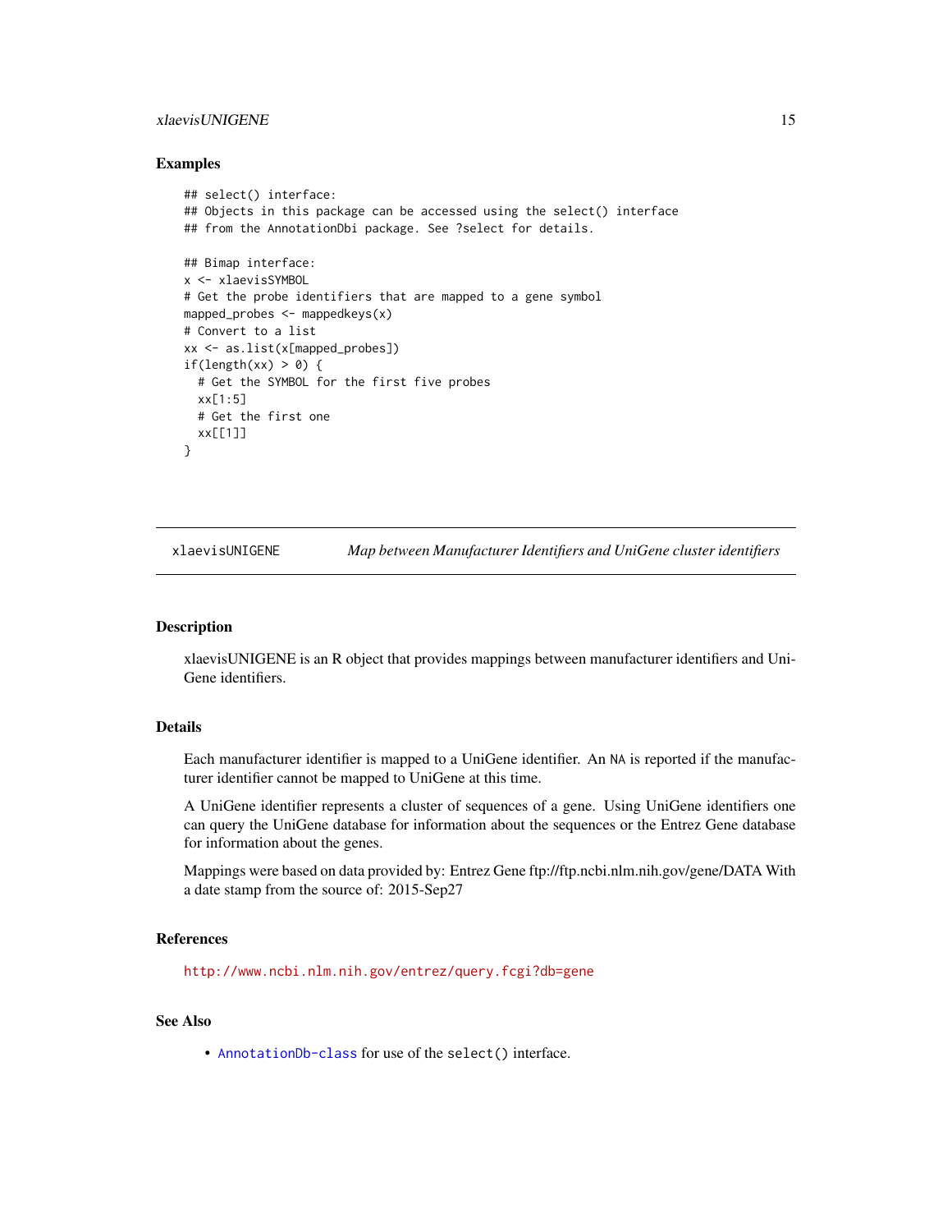## Examples

```
## select() interface:
## Objects in this package can be accessed using the select() interface
## from the AnnotationDbi package. See ?select for details.

## Bimap interface:
x <- xlaevisSYMBOL
# Get the probe identifiers that are mapped to a gene symbol
mapped_probes <- mappedkeys(x)
# Convert to a list
xx <- as.list(x[mapped_probes])
if(length(xx) > 0) {
  # Get the SYMBOL for the first five probes
  xx[1:5]
  # Get the first one
  xx[[1]]
}
```

---

# xlaevisUNIGENE — *Map between Manufacturer Identifiers and UniGene cluster identifiers*

---

## Description

xlaevisUNIGENE is an R object that provides mappings between manufacturer identifiers and UniGene identifiers.

## Details

Each manufacturer identifier is mapped to a UniGene identifier. An NA is reported if the manufacturer identifier cannot be mapped to UniGene at this time.

A UniGene identifier represents a cluster of sequences of a gene. Using UniGene identifiers one can query the UniGene database for information about the sequences or the Entrez Gene database for information about the genes.

Mappings were based on data provided by: Entrez Gene ftp://ftp.ncbi.nlm.nih.gov/gene/DATA With a date stamp from the source of: 2015-Sep27

## References

http://www.ncbi.nlm.nih.gov/entrez/query.fcgi?db=gene

## See Also

- AnnotationDb-class for use of the `select()` interface.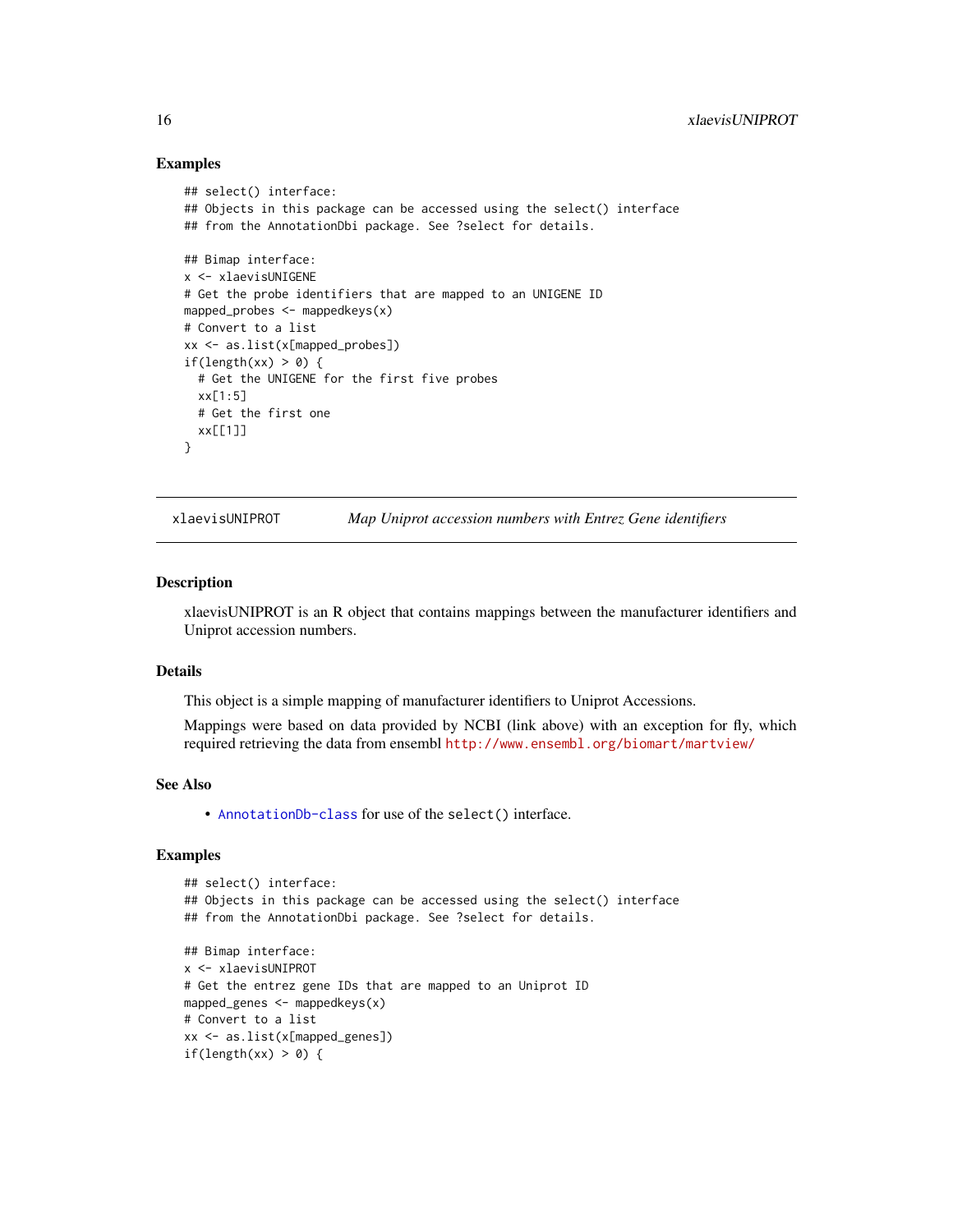### Examples

```
## select() interface:
## Objects in this package can be accessed using the select() interface
## from the AnnotationDbi package. See ?select for details.

## Bimap interface:
x <- xlaevisUNIGENE
# Get the probe identifiers that are mapped to an UNIGENE ID
mapped_probes <- mappedkeys(x)
# Convert to a list
xx <- as.list(x[mapped_probes])
if(length(xx) > 0) {
  # Get the UNIGENE for the first five probes
  xx[1:5]
  # Get the first one
  xx[[1]]
}
```

---

## xlaevisUNIPROT — *Map Uniprot accession numbers with Entrez Gene identifiers*

### Description

xlaevisUNIPROT is an R object that contains mappings between the manufacturer identifiers and Uniprot accession numbers.

### Details

This object is a simple mapping of manufacturer identifiers to Uniprot Accessions.

Mappings were based on data provided by NCBI (link above) with an exception for fly, which required retrieving the data from ensembl http://www.ensembl.org/biomart/martview/

### See Also

- AnnotationDb-class for use of the `select()` interface.

### Examples

```
## select() interface:
## Objects in this package can be accessed using the select() interface
## from the AnnotationDbi package. See ?select for details.

## Bimap interface:
x <- xlaevisUNIPROT
# Get the entrez gene IDs that are mapped to an Uniprot ID
mapped_genes <- mappedkeys(x)
# Convert to a list
xx <- as.list(x[mapped_genes])
if(length(xx) > 0) {
```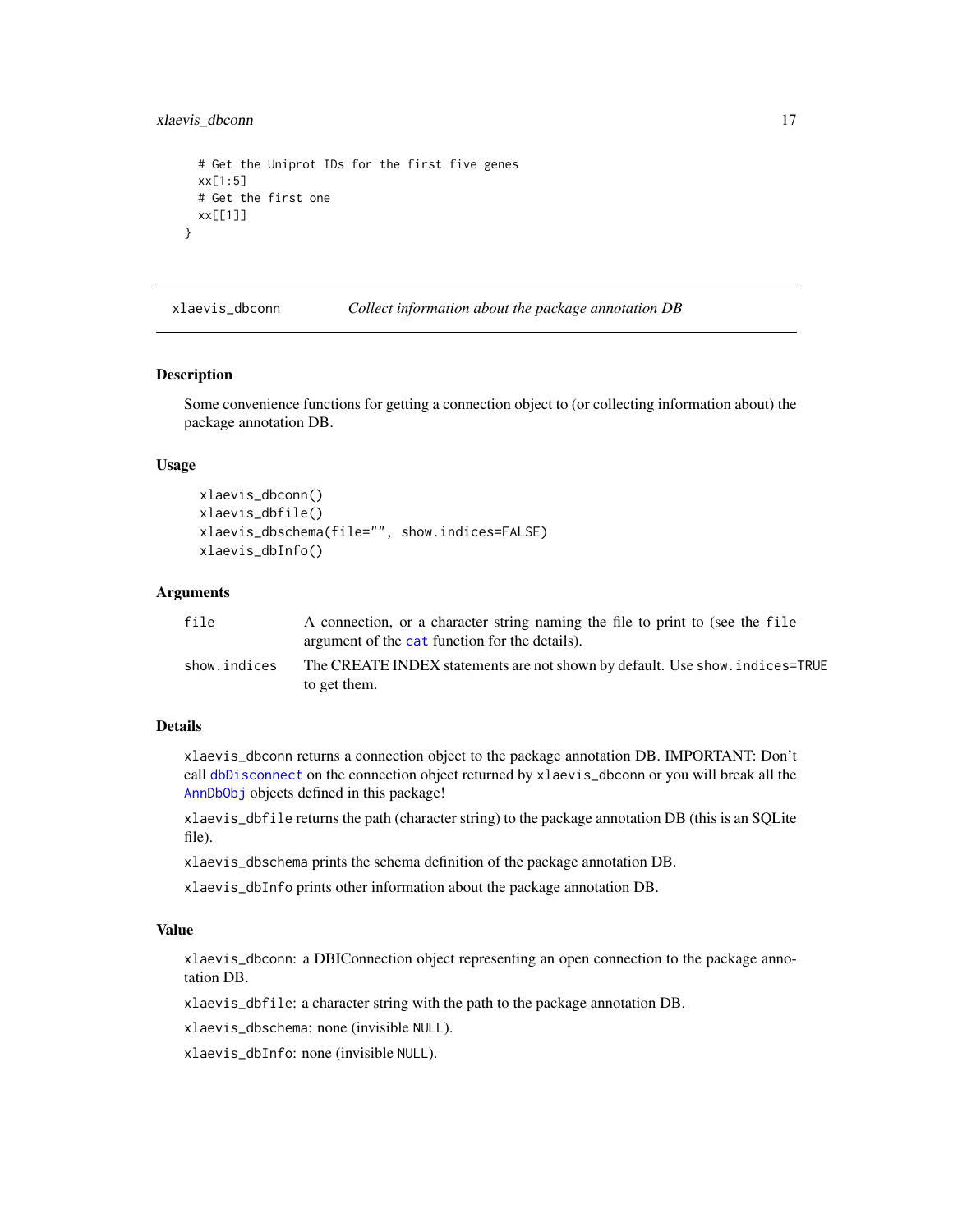```
  # Get the Uniprot IDs for the first five genes
  xx[1:5]
  # Get the first one
  xx[[1]]
}
```

## xlaevis_dbconn    *Collect information about the package annotation DB*

### Description

Some convenience functions for getting a connection object to (or collecting information about) the package annotation DB.

### Usage

```
xlaevis_dbconn()
xlaevis_dbfile()
xlaevis_dbschema(file="", show.indices=FALSE)
xlaevis_dbInfo()
```

### Arguments

| | |
|---|---|
| file | A connection, or a character string naming the file to print to (see the file argument of the cat function for the details). |
| show.indices | The CREATE INDEX statements are not shown by default. Use show.indices=TRUE to get them. |

### Details

xlaevis_dbconn returns a connection object to the package annotation DB. IMPORTANT: Don't call dbDisconnect on the connection object returned by xlaevis_dbconn or you will break all the AnnDbObj objects defined in this package!

xlaevis_dbfile returns the path (character string) to the package annotation DB (this is an SQLite file).

xlaevis_dbschema prints the schema definition of the package annotation DB.

xlaevis_dbInfo prints other information about the package annotation DB.

### Value

xlaevis_dbconn: a DBIConnection object representing an open connection to the package annotation DB.

xlaevis_dbfile: a character string with the path to the package annotation DB.

xlaevis_dbschema: none (invisible NULL).

xlaevis_dbInfo: none (invisible NULL).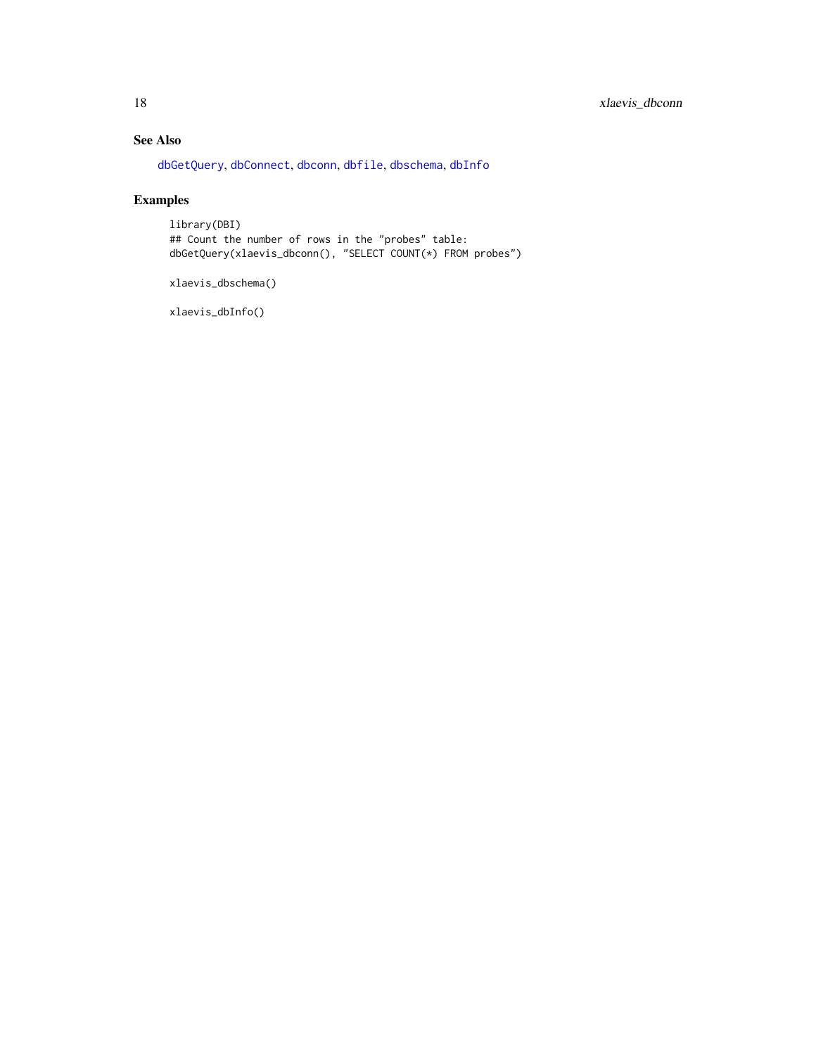## See Also

dbGetQuery, dbConnect, dbconn, dbfile, dbschema, dbInfo

## Examples

```
library(DBI)
## Count the number of rows in the "probes" table:
dbGetQuery(xlaevis_dbconn(), "SELECT COUNT(*) FROM probes")

xlaevis_dbschema()

xlaevis_dbInfo()
```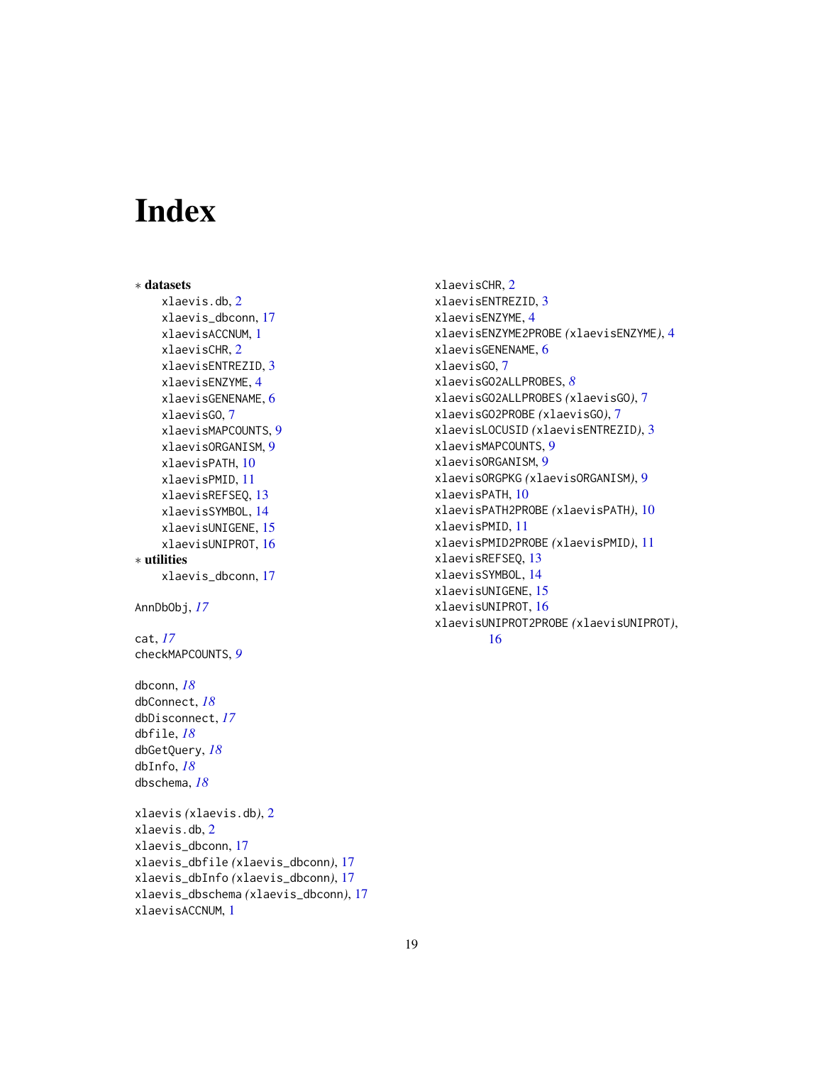# Index

∗ **datasets**
  xlaevis.db, 2
  xlaevis_dbconn, 17
  xlaevisACCNUM, 1
  xlaevisCHR, 2
  xlaevisENTREZID, 3
  xlaevisENZYME, 4
  xlaevisGENENAME, 6
  xlaevisGO, 7
  xlaevisMAPCOUNTS, 9
  xlaevisORGANISM, 9
  xlaevisPATH, 10
  xlaevisPMID, 11
  xlaevisREFSEQ, 13
  xlaevisSYMBOL, 14
  xlaevisUNIGENE, 15
  xlaevisUNIPROT, 16

∗ **utilities**
  xlaevis_dbconn, 17

AnnDbObj, *17*

cat, *17*
checkMAPCOUNTS, *9*

dbconn, *18*
dbConnect, *18*
dbDisconnect, *17*
dbfile, *18*
dbGetQuery, *18*
dbInfo, *18*
dbschema, *18*

xlaevis *(*xlaevis.db*)*, 2
xlaevis.db, 2
xlaevis_dbconn, 17
xlaevis_dbfile *(*xlaevis_dbconn*)*, 17
xlaevis_dbInfo *(*xlaevis_dbconn*)*, 17
xlaevis_dbschema *(*xlaevis_dbconn*)*, 17
xlaevisACCNUM, 1
xlaevisCHR, 2
xlaevisENTREZID, 3
xlaevisENZYME, 4
xlaevisENZYME2PROBE *(*xlaevisENZYME*)*, 4
xlaevisGENENAME, 6
xlaevisGO, 7
xlaevisGO2ALLPROBES, *8*
xlaevisGO2ALLPROBES *(*xlaevisGO*)*, 7
xlaevisGO2PROBE *(*xlaevisGO*)*, 7
xlaevisLOCUSID *(*xlaevisENTREZID*)*, 3
xlaevisMAPCOUNTS, 9
xlaevisORGANISM, 9
xlaevisORGPKG *(*xlaevisORGANISM*)*, 9
xlaevisPATH, 10
xlaevisPATH2PROBE *(*xlaevisPATH*)*, 10
xlaevisPMID, 11
xlaevisPMID2PROBE *(*xlaevisPMID*)*, 11
xlaevisREFSEQ, 13
xlaevisSYMBOL, 14
xlaevisUNIGENE, 15
xlaevisUNIPROT, 16
xlaevisUNIPROT2PROBE *(*xlaevisUNIPROT*)*, 16